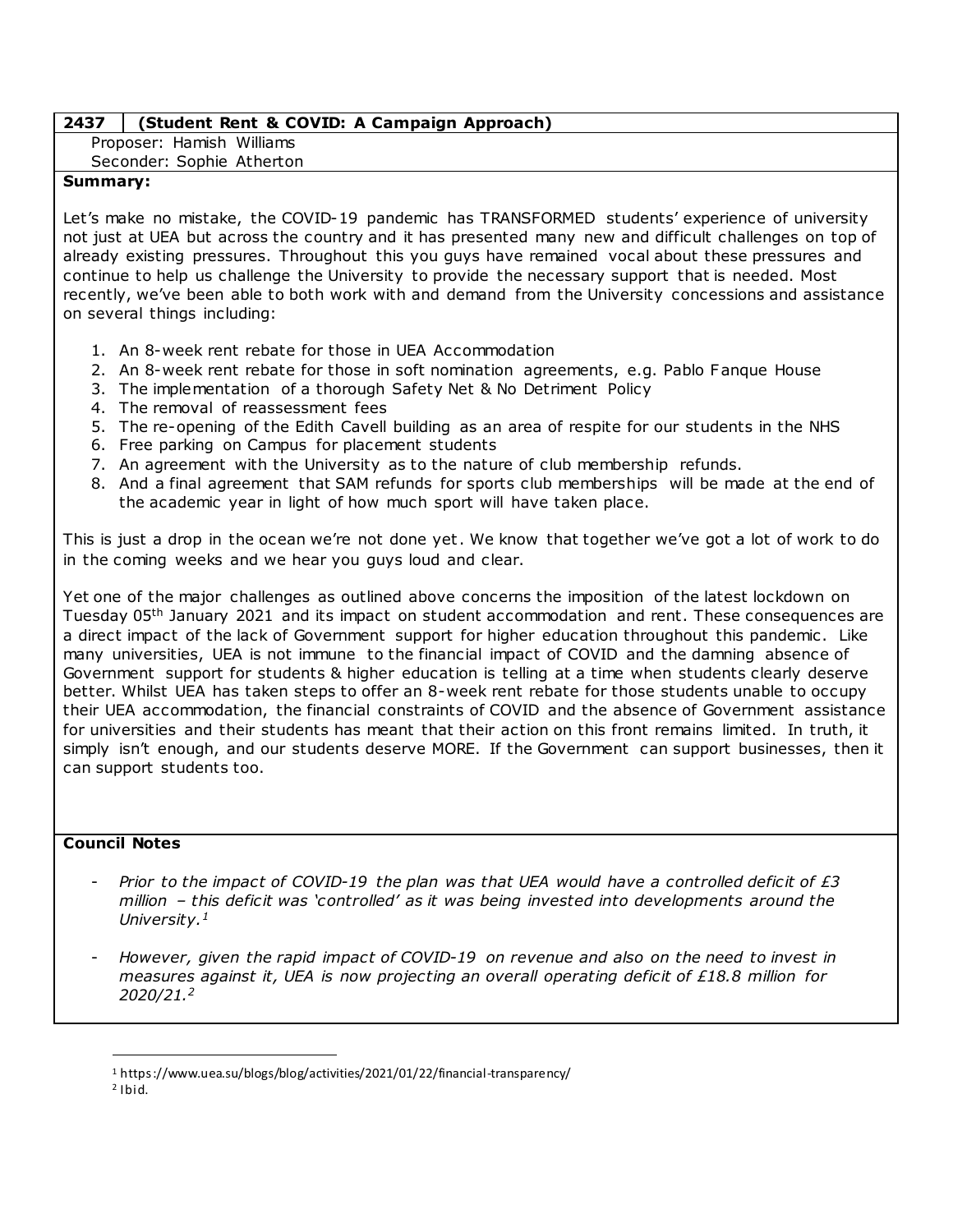## 2437 (Student Rent & COVID: A Campaign Approach)

Proposer: Hamish Williams
Seconder: Sophie Atherton

**Summary:**

Let's make no mistake, the COVID-19 pandemic has TRANSFORMED students' experience of university not just at UEA but across the country and it has presented many new and difficult challenges on top of already existing pressures. Throughout this you guys have remained vocal about these pressures and continue to help us challenge the University to provide the necessary support that is needed. Most recently, we've been able to both work with and demand from the University concessions and assistance on several things including:

1. An 8-week rent rebate for those in UEA Accommodation
2. An 8-week rent rebate for those in soft nomination agreements, e.g. Pablo Fanque House
3. The implementation of a thorough Safety Net & No Detriment Policy
4. The removal of reassessment fees
5. The re-opening of the Edith Cavell building as an area of respite for our students in the NHS
6. Free parking on Campus for placement students
7. An agreement with the University as to the nature of club membership refunds.
8. And a final agreement that SAM refunds for sports club memberships will be made at the end of the academic year in light of how much sport will have taken place.

This is just a drop in the ocean we're not done yet. We know that together we've got a lot of work to do in the coming weeks and we hear you guys loud and clear.

Yet one of the major challenges as outlined above concerns the imposition of the latest lockdown on Tuesday 05th January 2021 and its impact on student accommodation and rent. These consequences are a direct impact of the lack of Government support for higher education throughout this pandemic. Like many universities, UEA is not immune to the financial impact of COVID and the damning absence of Government support for students & higher education is telling at a time when students clearly deserve better. Whilst UEA has taken steps to offer an 8-week rent rebate for those students unable to occupy their UEA accommodation, the financial constraints of COVID and the absence of Government assistance for universities and their students has meant that their action on this front remains limited. In truth, it simply isn't enough, and our students deserve MORE. If the Government can support businesses, then it can support students too.

**Council Notes**

- *Prior to the impact of COVID-19 the plan was that UEA would have a controlled deficit of £3 million – this deficit was 'controlled' as it was being invested into developments around the University.*[1]
- *However, given the rapid impact of COVID-19 on revenue and also on the need to invest in measures against it, UEA is now projecting an overall operating deficit of £18.8 million for 2020/21.*[2]

---

[1] https://www.uea.su/blogs/blog/activities/2021/01/22/financial-transparency/

[2] Ibid.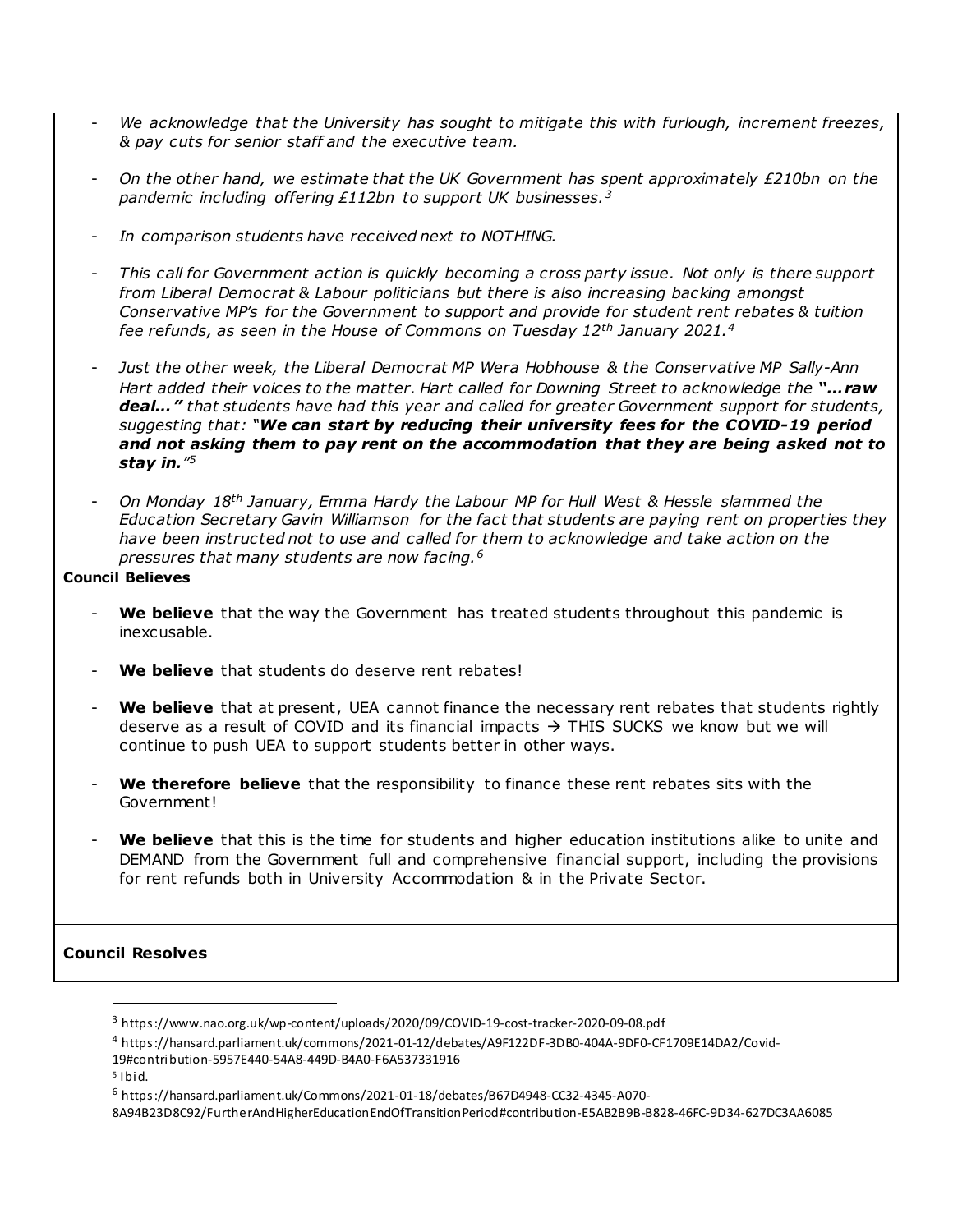- *We acknowledge that the University has sought to mitigate this with furlough, increment freezes, & pay cuts for senior staff and the executive team.*

- *On the other hand, we estimate that the UK Government has spent approximately £210bn on the pandemic including offering £112bn to support UK businesses.*[3]

- *In comparison students have received next to NOTHING.*

- *This call for Government action is quickly becoming a cross party issue. Not only is there support from Liberal Democrat & Labour politicians but there is also increasing backing amongst Conservative MP's for the Government to support and provide for student rent rebates & tuition fee refunds, as seen in the House of Commons on Tuesday 12th January 2021.*[4]

- *Just the other week, the Liberal Democrat MP Wera Hobhouse & the Conservative MP Sally-Ann Hart added their voices to the matter. Hart called for Downing Street to acknowledge the* ***"…raw deal…"*** *that students have had this year and called for greater Government support for students, suggesting that: "****We can start by reducing their university fees for the COVID-19 period and not asking them to pay rent on the accommodation that they are being asked not to stay in.****"*[5]

- *On Monday 18th January, Emma Hardy the Labour MP for Hull West & Hessle slammed the Education Secretary Gavin Williamson for the fact that students are paying rent on properties they have been instructed not to use and called for them to acknowledge and take action on the pressures that many students are now facing.*[6]

**Council Believes**

- **We believe** that the way the Government has treated students throughout this pandemic is inexcusable.

- **We believe** that students do deserve rent rebates!

- **We believe** that at present, UEA cannot finance the necessary rent rebates that students rightly deserve as a result of COVID and its financial impacts → THIS SUCKS we know but we will continue to push UEA to support students better in other ways.

- **We therefore believe** that the responsibility to finance these rent rebates sits with the Government!

- **We believe** that this is the time for students and higher education institutions alike to unite and DEMAND from the Government full and comprehensive financial support, including the provisions for rent refunds both in University Accommodation & in the Private Sector.

**Council Resolves**

---

[3] https://www.nao.org.uk/wp-content/uploads/2020/09/COVID-19-cost-tracker-2020-09-08.pdf

[4] https://hansard.parliament.uk/commons/2021-01-12/debates/A9F122DF-3DB0-404A-9DF0-CF1709E14DA2/Covid-19#contribution-5957E440-54A8-449D-B4A0-F6A537331916

[5] Ibid.

[6] https://hansard.parliament.uk/Commons/2021-01-18/debates/B67D4948-CC32-4345-A070-8A94B23D8C92/FurtherAndHigherEducationEndOfTransitionPeriod#contribution-E5AB2B9B-B828-46FC-9D34-627DC3AA6085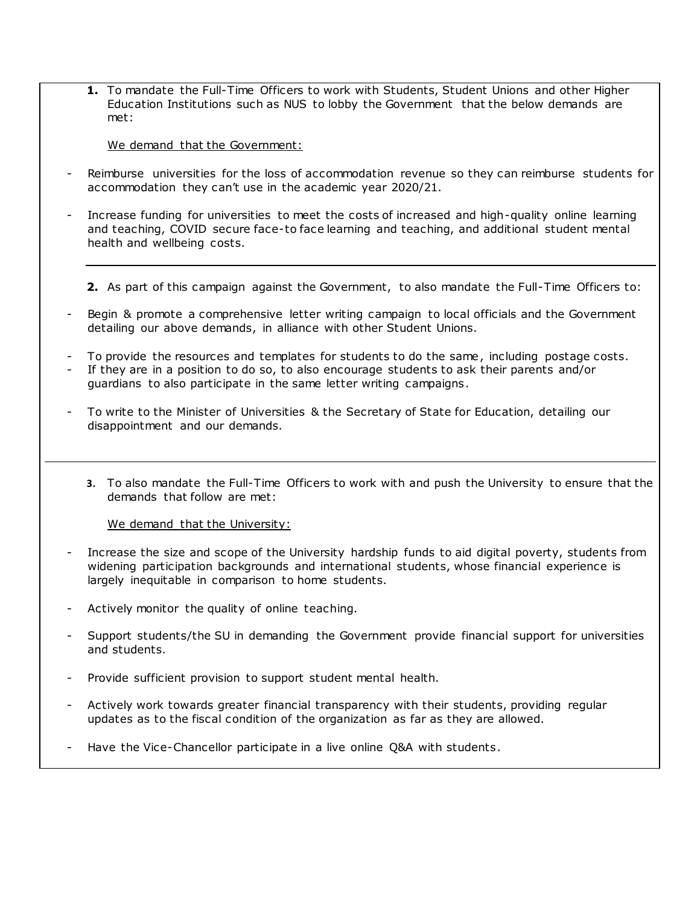1. To mandate the Full-Time Officers to work with Students, Student Unions and other Higher Education Institutions such as NUS to lobby the Government that the below demands are met:

   We demand that the Government:

- Reimburse universities for the loss of accommodation revenue so they can reimburse students for accommodation they can't use in the academic year 2020/21.
- Increase funding for universities to meet the costs of increased and high-quality online learning and teaching, COVID secure face-to face learning and teaching, and additional student mental health and wellbeing costs.

---

2. As part of this campaign against the Government, to also mandate the Full-Time Officers to:

- Begin & promote a comprehensive letter writing campaign to local officials and the Government detailing our above demands, in alliance with other Student Unions.
- To provide the resources and templates for students to do the same, including postage costs.
- If they are in a position to do so, to also encourage students to ask their parents and/or guardians to also participate in the same letter writing campaigns.
- To write to the Minister of Universities & the Secretary of State for Education, detailing our disappointment and our demands.

---

3. To also mandate the Full-Time Officers to work with and push the University to ensure that the demands that follow are met:

   We demand that the University:

- Increase the size and scope of the University hardship funds to aid digital poverty, students from widening participation backgrounds and international students, whose financial experience is largely inequitable in comparison to home students.
- Actively monitor the quality of online teaching.
- Support students/the SU in demanding the Government provide financial support for universities and students.
- Provide sufficient provision to support student mental health.
- Actively work towards greater financial transparency with their students, providing regular updates as to the fiscal condition of the organization as far as they are allowed.
- Have the Vice-Chancellor participate in a live online Q&A with students.